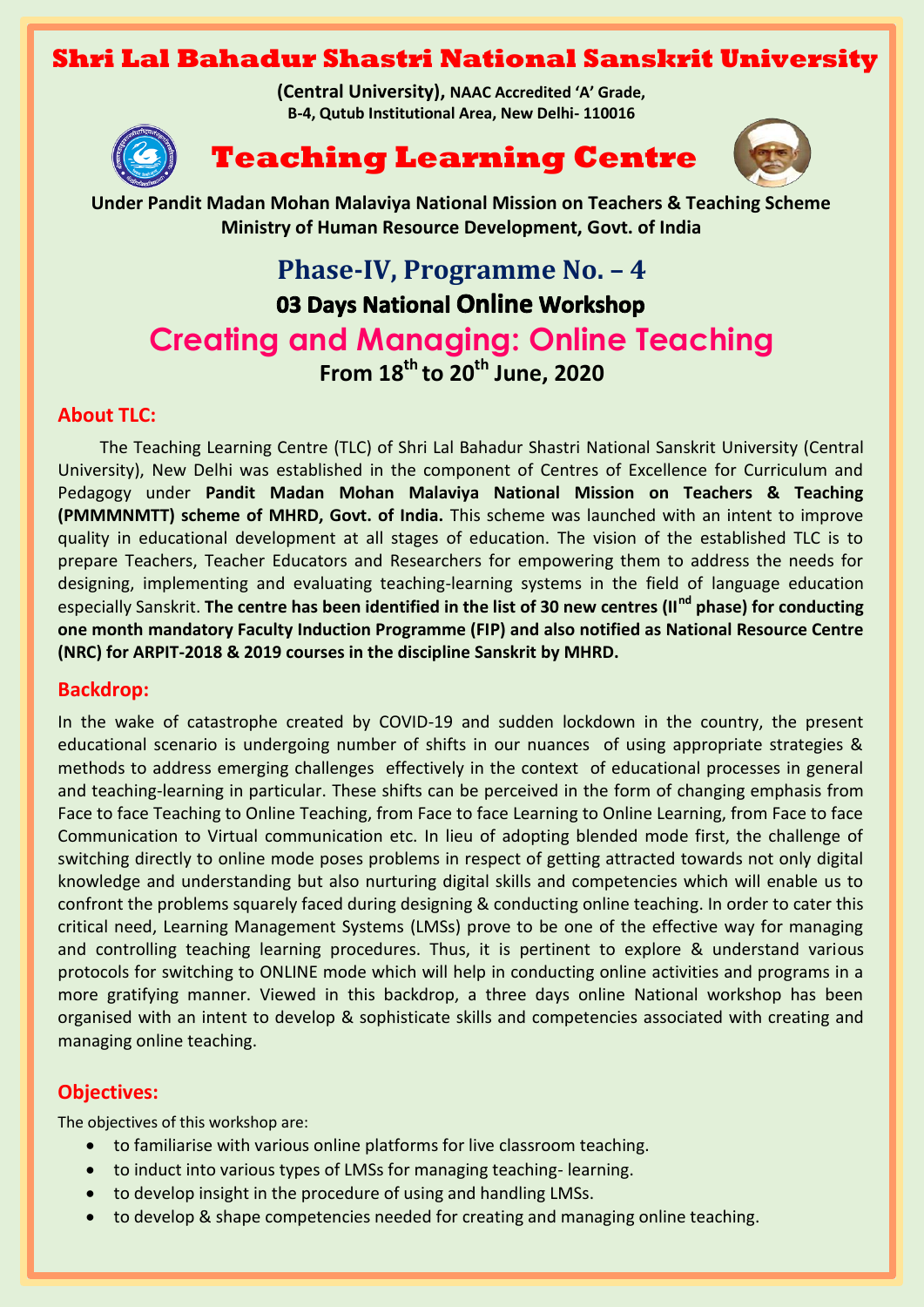# Shri Lal Bahadur Shastri National Sanskrit University

**(Central University), NAAC Accredited 'A' Grade,**
**B-4, Qutub Institutional Area, New Delhi- 110016**

# Teaching Learning Centre

**Under Pandit Madan Mohan Malaviya National Mission on Teachers & Teaching Scheme**
**Ministry of Human Resource Development, Govt. of India**

## Phase-IV, Programme No. – 4

### 03 Days National Online Workshop

## Creating and Managing: Online Teaching

### From 18th to 20th June, 2020

### About TLC:

The Teaching Learning Centre (TLC) of Shri Lal Bahadur Shastri National Sanskrit University (Central University), New Delhi was established in the component of Centres of Excellence for Curriculum and Pedagogy under **Pandit Madan Mohan Malaviya National Mission on Teachers & Teaching (PMMMNMTT) scheme of MHRD, Govt. of India.** This scheme was launched with an intent to improve quality in educational development at all stages of education. The vision of the established TLC is to prepare Teachers, Teacher Educators and Researchers for empowering them to address the needs for designing, implementing and evaluating teaching-learning systems in the field of language education especially Sanskrit. **The centre has been identified in the list of 30 new centres (IInd phase) for conducting one month mandatory Faculty Induction Programme (FIP) and also notified as National Resource Centre (NRC) for ARPIT-2018 & 2019 courses in the discipline Sanskrit by MHRD.**

### Backdrop:

In the wake of catastrophe created by COVID-19 and sudden lockdown in the country, the present educational scenario is undergoing number of shifts in our nuances of using appropriate strategies & methods to address emerging challenges effectively in the context of educational processes in general and teaching-learning in particular. These shifts can be perceived in the form of changing emphasis from Face to face Teaching to Online Teaching, from Face to face Learning to Online Learning, from Face to face Communication to Virtual communication etc. In lieu of adopting blended mode first, the challenge of switching directly to online mode poses problems in respect of getting attracted towards not only digital knowledge and understanding but also nurturing digital skills and competencies which will enable us to confront the problems squarely faced during designing & conducting online teaching. In order to cater this critical need, Learning Management Systems (LMSs) prove to be one of the effective way for managing and controlling teaching learning procedures. Thus, it is pertinent to explore & understand various protocols for switching to ONLINE mode which will help in conducting online activities and programs in a more gratifying manner. Viewed in this backdrop, a three days online National workshop has been organised with an intent to develop & sophisticate skills and competencies associated with creating and managing online teaching.

### Objectives:

The objectives of this workshop are:

- to familiarise with various online platforms for live classroom teaching.
- to induct into various types of LMSs for managing teaching- learning.
- to develop insight in the procedure of using and handling LMSs.
- to develop & shape competencies needed for creating and managing online teaching.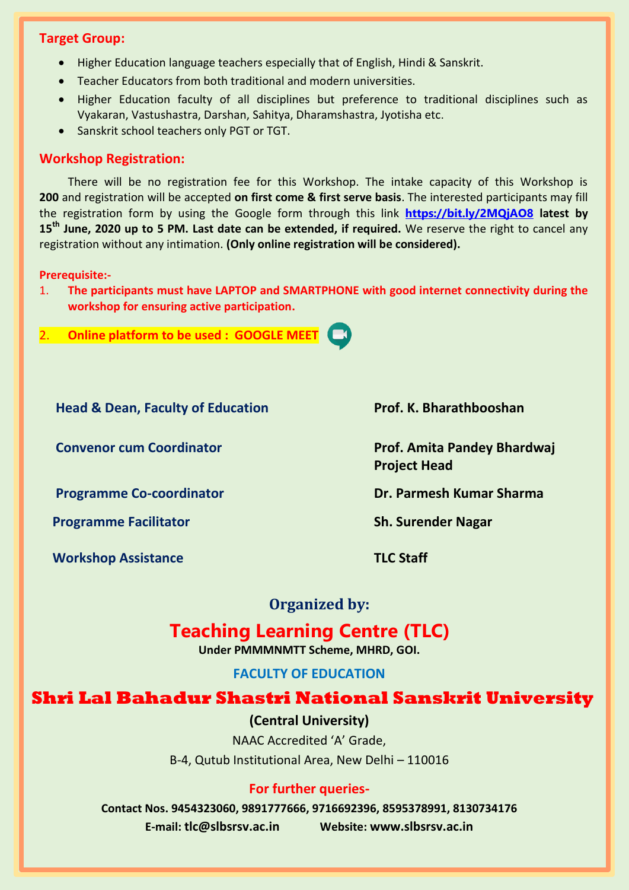## Target Group:

- Higher Education language teachers especially that of English, Hindi & Sanskrit.
- Teacher Educators from both traditional and modern universities.
- Higher Education faculty of all disciplines but preference to traditional disciplines such as Vyakaran, Vastushastra, Darshan, Sahitya, Dharamshastra, Jyotisha etc.
- Sanskrit school teachers only PGT or TGT.

## Workshop Registration:

There will be no registration fee for this Workshop. The intake capacity of this Workshop is **200** and registration will be accepted **on first come & first serve basis**. The interested participants may fill the registration form by using the Google form through this link **https://bit.ly/2MQjAO8** **latest by 15th June, 2020 up to 5 PM. Last date can be extended, if required.** We reserve the right to cancel any registration without any intimation. **(Only online registration will be considered).**

**Prerequisite:-**

1. **The participants must have LAPTOP and SMARTPHONE with good internet connectivity during the workshop for ensuring active participation.**
2. **Online platform to be used : GOOGLE MEET**

| | |
|---|---|
| **Head & Dean, Faculty of Education** | **Prof. K. Bharathbooshan** |
| **Convenor cum Coordinator** | **Prof. Amita Pandey Bhardwaj Project Head** |
| **Programme Co-coordinator** | **Dr. Parmesh Kumar Sharma** |
| **Programme Facilitator** | **Sh. Surender Nagar** |
| **Workshop Assistance** | **TLC Staff** |

**Organized by:**

# Teaching Learning Centre (TLC)

**Under PMMMNMTT Scheme, MHRD, GOI.**

**FACULTY OF EDUCATION**

# Shri Lal Bahadur Shastri National Sanskrit University

**(Central University)**

NAAC Accredited 'A' Grade,

B-4, Qutub Institutional Area, New Delhi – 110016

**For further queries-**

**Contact Nos. 9454323060, 9891777666, 9716692396, 8595378991, 8130734176**

**E-mail: tlc@slbsrsv.ac.in Website: www.slbsrsv.ac.in**